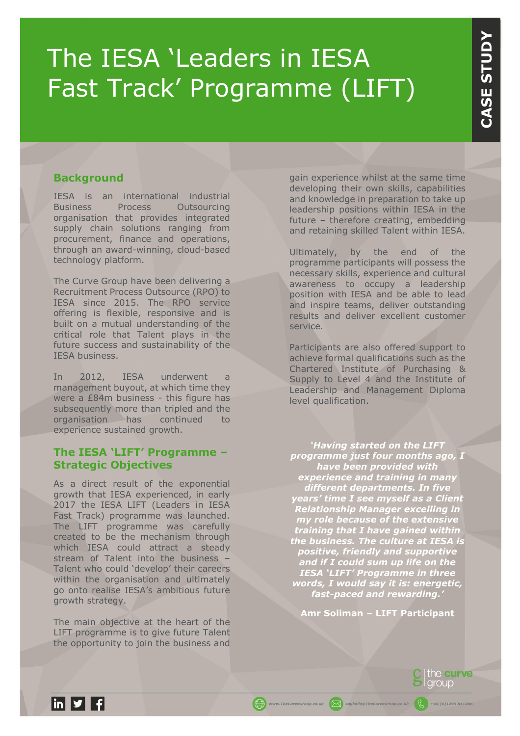# The IESA 'Leaders in IESA Fast Track' Programme (LIFT)

CASE STUDY

## Background

IESA is an international industrial Business Process Outsourcing organisation that provides integrated supply chain solutions ranging from procurement, finance and operations, through an award-winning, cloud-based technology platform.

The Curve Group have been delivering a Recruitment Process Outsource (RPO) to IESA since 2015. The RPO service offering is flexible, responsive and is built on a mutual understanding of the critical role that Talent plays in the future success and sustainability of the IESA business.

In 2012, IESA underwent a management buyout, at which time they were a £84m business - this figure has subsequently more than tripled and the organisation has continued to experience sustained growth.

## The IESA 'LIFT' Programme – Strategic Objectives

As a direct result of the exponential growth that IESA experienced, in early 2017 the IESA LIFT (Leaders in IESA Fast Track) programme was launched. The LIFT programme was carefully created to be the mechanism through which IESA could attract a steady stream of Talent into the business – Talent who could 'develop' their careers within the organisation and ultimately go onto realise IESA's ambitious future growth strategy.

The main objective at the heart of the LIFT programme is to give future Talent the opportunity to join the business and gain experience whilst at the same time developing their own skills, capabilities and knowledge in preparation to take up leadership positions within IESA in the future – therefore creating, embedding and retaining skilled Talent within IESA.

Ultimately, by the end of the programme participants will possess the necessary skills, experience and cultural awareness to occupy a leadership position with IESA and be able to lead and inspire teams, deliver outstanding results and deliver excellent customer service.

Participants are also offered support to achieve formal qualifications such as the Chartered Institute of Purchasing & Supply to Level 4 and the Institute of Leadership and Management Diploma level qualification.

> ***'Having started on the LIFT programme just four months ago, I have been provided with experience and training in many different departments. In five years' time I see myself as a Client Relationship Manager excelling in my role because of the extensive training that I have gained within the business. The culture at IESA is positive, friendly and supportive and if I could sum up life on the IESA 'LIFT' Programme in three words, I would say it is: energetic, fast-paced and rewarding.'***
>
> **Amr Soliman – LIFT Participant**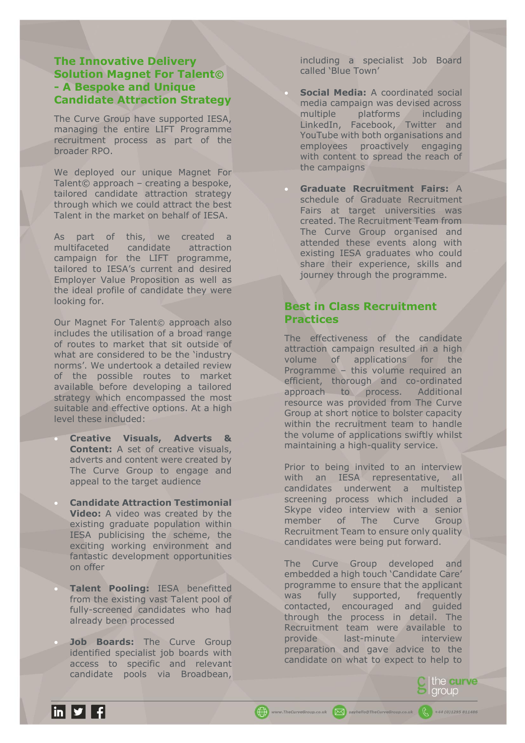## The Innovative Delivery Solution Magnet For Talent© - A Bespoke and Unique Candidate Attraction Strategy

The Curve Group have supported IESA, managing the entire LIFT Programme recruitment process as part of the broader RPO.

We deployed our unique Magnet For Talent© approach – creating a bespoke, tailored candidate attraction strategy through which we could attract the best Talent in the market on behalf of IESA.

As part of this, we created a multifaceted candidate attraction campaign for the LIFT programme, tailored to IESA's current and desired Employer Value Proposition as well as the ideal profile of candidate they were looking for.

Our Magnet For Talent© approach also includes the utilisation of a broad range of routes to market that sit outside of what are considered to be the 'industry norms'. We undertook a detailed review of the possible routes to market available before developing a tailored strategy which encompassed the most suitable and effective options. At a high level these included:

- **Creative Visuals, Adverts & Content:** A set of creative visuals, adverts and content were created by The Curve Group to engage and appeal to the target audience
- **Candidate Attraction Testimonial Video:** A video was created by the existing graduate population within IESA publicising the scheme, the exciting working environment and fantastic development opportunities on offer
- **Talent Pooling:** IESA benefitted from the existing vast Talent pool of fully-screened candidates who had already been processed
- **Job Boards:** The Curve Group identified specialist job boards with access to specific and relevant candidate pools via Broadbean, including a specialist Job Board called 'Blue Town'
- **Social Media:** A coordinated social media campaign was devised across multiple platforms including LinkedIn, Facebook, Twitter and YouTube with both organisations and employees proactively engaging with content to spread the reach of the campaigns
- **Graduate Recruitment Fairs:** A schedule of Graduate Recruitment Fairs at target universities was created. The Recruitment Team from The Curve Group organised and attended these events along with existing IESA graduates who could share their experience, skills and journey through the programme.

## Best in Class Recruitment Practices

The effectiveness of the candidate attraction campaign resulted in a high volume of applications for the Programme – this volume required an efficient, thorough and co-ordinated approach to process. Additional resource was provided from The Curve Group at short notice to bolster capacity within the recruitment team to handle the volume of applications swiftly whilst maintaining a high-quality service.

Prior to being invited to an interview with an IESA representative, all candidates underwent a multistep screening process which included a Skype video interview with a senior member of The Curve Group Recruitment Team to ensure only quality candidates were being put forward.

The Curve Group developed and embedded a high touch 'Candidate Care' programme to ensure that the applicant was fully supported, frequently contacted, encouraged and guided through the process in detail. The Recruitment team were available to provide last-minute interview preparation and gave advice to the candidate on what to expect to help to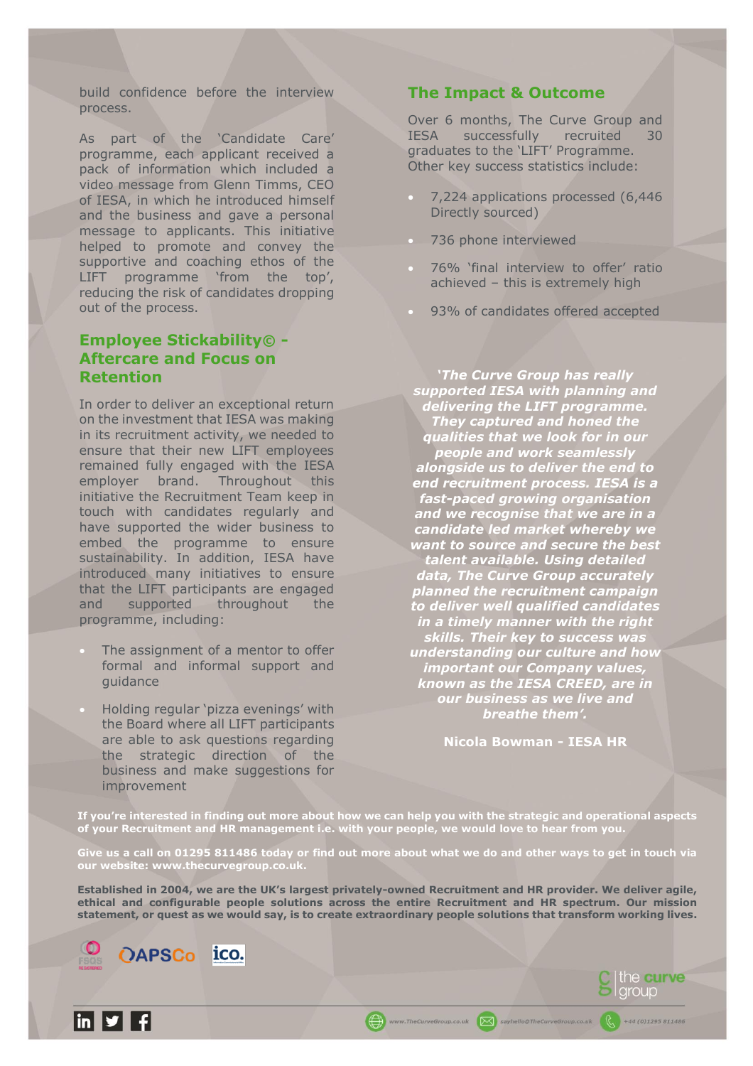build confidence before the interview process.

As part of the 'Candidate Care' programme, each applicant received a pack of information which included a video message from Glenn Timms, CEO of IESA, in which he introduced himself and the business and gave a personal message to applicants. This initiative helped to promote and convey the supportive and coaching ethos of the LIFT programme 'from the top', reducing the risk of candidates dropping out of the process.

## Employee Stickability© - Aftercare and Focus on Retention

In order to deliver an exceptional return on the investment that IESA was making in its recruitment activity, we needed to ensure that their new LIFT employees remained fully engaged with the IESA employer brand. Throughout this initiative the Recruitment Team keep in touch with candidates regularly and have supported the wider business to embed the programme to ensure sustainability. In addition, IESA have introduced many initiatives to ensure that the LIFT participants are engaged and supported throughout the programme, including:

- The assignment of a mentor to offer formal and informal support and guidance
- Holding regular 'pizza evenings' with the Board where all LIFT participants are able to ask questions regarding the strategic direction of the business and make suggestions for improvement

## The Impact & Outcome

Over 6 months, The Curve Group and IESA successfully recruited 30 graduates to the 'LIFT' Programme. Other key success statistics include:

- 7,224 applications processed (6,446 Directly sourced)
- 736 phone interviewed
- 76% 'final interview to offer' ratio achieved – this is extremely high
- 93% of candidates offered accepted

***'The Curve Group has really supported IESA with planning and delivering the LIFT programme. They captured and honed the qualities that we look for in our people and work seamlessly alongside us to deliver the end to end recruitment process. IESA is a fast-paced growing organisation and we recognise that we are in a candidate led market whereby we want to source and secure the best talent available. Using detailed data, The Curve Group accurately planned the recruitment campaign to deliver well qualified candidates in a timely manner with the right skills. Their key to success was understanding our culture and how important our Company values, known as the IESA CREED, are in our business as we live and breathe them'.***

**Nicola Bowman - IESA HR**

**If you're interested in finding out more about how we can help you with the strategic and operational aspects of your Recruitment and HR management i.e. with your people, we would love to hear from you.**

**Give us a call on 01295 811486 today or find out more about what we do and other ways to get in touch via our website: www.thecurvegroup.co.uk.**

**Established in 2004, we are the UK's largest privately-owned Recruitment and HR provider. We deliver agile, ethical and configurable people solutions across the entire Recruitment and HR spectrum. Our mission statement, or quest as we would say, is to create extraordinary people solutions that transform working lives.**

www.TheCurveGroup.co.uk | sayhello@TheCurveGroup.co.uk | +44 (0)1295 811486